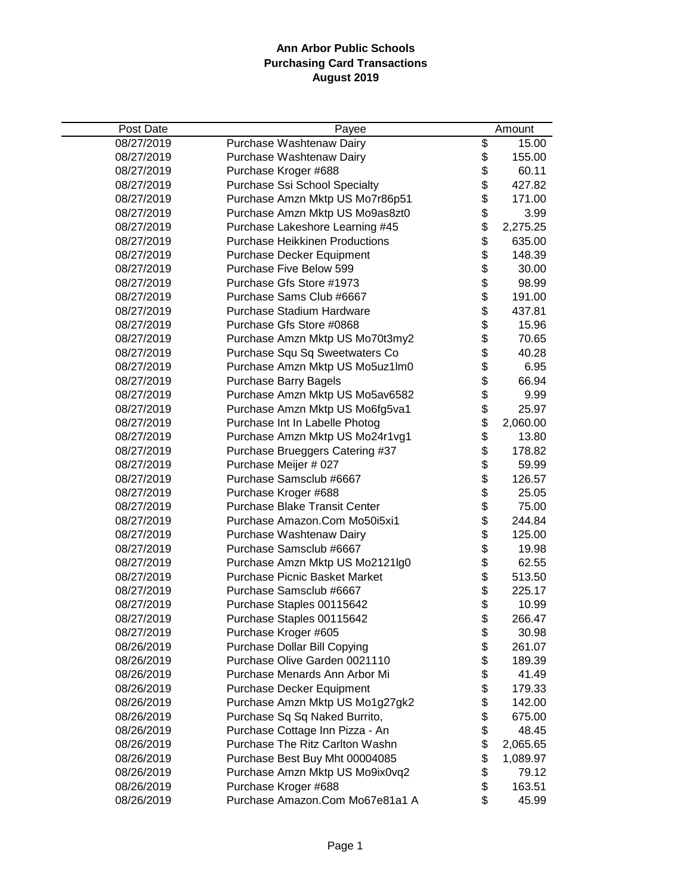**Ann Arbor Public Schools**
**Purchasing Card Transactions**
**August 2019**

| Post Date | Payee | Amount |
|---|---|---|
| 08/27/2019 | Purchase Washtenaw Dairy | $ 15.00 |
| 08/27/2019 | Purchase Washtenaw Dairy | $ 155.00 |
| 08/27/2019 | Purchase Kroger #688 | $ 60.11 |
| 08/27/2019 | Purchase Ssi School Specialty | $ 427.82 |
| 08/27/2019 | Purchase Amzn Mktp US Mo7r86p51 | $ 171.00 |
| 08/27/2019 | Purchase Amzn Mktp US Mo9as8zt0 | $ 3.99 |
| 08/27/2019 | Purchase Lakeshore Learning #45 | $ 2,275.25 |
| 08/27/2019 | Purchase Heikkinen Productions | $ 635.00 |
| 08/27/2019 | Purchase Decker Equipment | $ 148.39 |
| 08/27/2019 | Purchase Five Below 599 | $ 30.00 |
| 08/27/2019 | Purchase Gfs Store #1973 | $ 98.99 |
| 08/27/2019 | Purchase Sams Club #6667 | $ 191.00 |
| 08/27/2019 | Purchase Stadium Hardware | $ 437.81 |
| 08/27/2019 | Purchase Gfs Store #0868 | $ 15.96 |
| 08/27/2019 | Purchase Amzn Mktp US Mo70t3my2 | $ 70.65 |
| 08/27/2019 | Purchase Squ Sq Sweetwaters Co | $ 40.28 |
| 08/27/2019 | Purchase Amzn Mktp US Mo5uz1lm0 | $ 6.95 |
| 08/27/2019 | Purchase Barry Bagels | $ 66.94 |
| 08/27/2019 | Purchase Amzn Mktp US Mo5av6582 | $ 9.99 |
| 08/27/2019 | Purchase Amzn Mktp US Mo6fg5va1 | $ 25.97 |
| 08/27/2019 | Purchase Int In Labelle Photog | $ 2,060.00 |
| 08/27/2019 | Purchase Amzn Mktp US Mo24r1vg1 | $ 13.80 |
| 08/27/2019 | Purchase Brueggers Catering #37 | $ 178.82 |
| 08/27/2019 | Purchase Meijer # 027 | $ 59.99 |
| 08/27/2019 | Purchase Samsclub #6667 | $ 126.57 |
| 08/27/2019 | Purchase Kroger #688 | $ 25.05 |
| 08/27/2019 | Purchase Blake Transit Center | $ 75.00 |
| 08/27/2019 | Purchase Amazon.Com Mo50i5xi1 | $ 244.84 |
| 08/27/2019 | Purchase Washtenaw Dairy | $ 125.00 |
| 08/27/2019 | Purchase Samsclub #6667 | $ 19.98 |
| 08/27/2019 | Purchase Amzn Mktp US Mo2121lg0 | $ 62.55 |
| 08/27/2019 | Purchase Picnic Basket Market | $ 513.50 |
| 08/27/2019 | Purchase Samsclub #6667 | $ 225.17 |
| 08/27/2019 | Purchase Staples 00115642 | $ 10.99 |
| 08/27/2019 | Purchase Staples 00115642 | $ 266.47 |
| 08/27/2019 | Purchase Kroger #605 | $ 30.98 |
| 08/26/2019 | Purchase Dollar Bill Copying | $ 261.07 |
| 08/26/2019 | Purchase Olive Garden 0021110 | $ 189.39 |
| 08/26/2019 | Purchase Menards Ann Arbor Mi | $ 41.49 |
| 08/26/2019 | Purchase Decker Equipment | $ 179.33 |
| 08/26/2019 | Purchase Amzn Mktp US Mo1g27gk2 | $ 142.00 |
| 08/26/2019 | Purchase Sq Sq Naked Burrito, | $ 675.00 |
| 08/26/2019 | Purchase Cottage Inn Pizza - An | $ 48.45 |
| 08/26/2019 | Purchase The Ritz Carlton Washn | $ 2,065.65 |
| 08/26/2019 | Purchase Best Buy Mht 00004085 | $ 1,089.97 |
| 08/26/2019 | Purchase Amzn Mktp US Mo9ix0vq2 | $ 79.12 |
| 08/26/2019 | Purchase Kroger #688 | $ 163.51 |
| 08/26/2019 | Purchase Amazon.Com Mo67e81a1 A | $ 45.99 |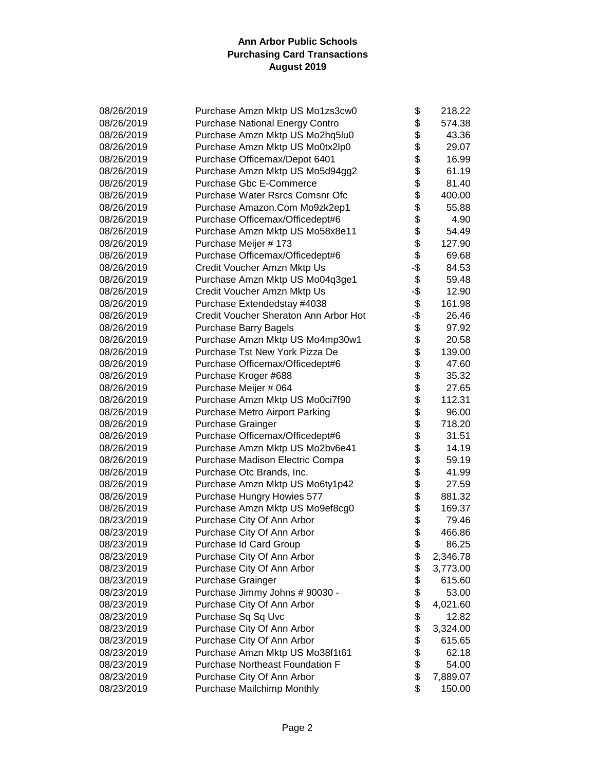# Ann Arbor Public Schools
## Purchasing Card Transactions
## August 2019

| Date | Description | Amount |
|---|---|---|
| 08/26/2019 | Purchase Amzn Mktp US Mo1zs3cw0 | $ 218.22 |
| 08/26/2019 | Purchase National Energy Contro | $ 574.38 |
| 08/26/2019 | Purchase Amzn Mktp US Mo2hq5lu0 | $ 43.36 |
| 08/26/2019 | Purchase Amzn Mktp US Mo0tx2lp0 | $ 29.07 |
| 08/26/2019 | Purchase Officemax/Depot 6401 | $ 16.99 |
| 08/26/2019 | Purchase Amzn Mktp US Mo5d94gg2 | $ 61.19 |
| 08/26/2019 | Purchase Gbc E-Commerce | $ 81.40 |
| 08/26/2019 | Purchase Water Rsrcs Comsnr Ofc | $ 400.00 |
| 08/26/2019 | Purchase Amazon.Com Mo9zk2ep1 | $ 55.88 |
| 08/26/2019 | Purchase Officemax/Officedept#6 | $ 4.90 |
| 08/26/2019 | Purchase Amzn Mktp US Mo58x8e11 | $ 54.49 |
| 08/26/2019 | Purchase Meijer # 173 | $ 127.90 |
| 08/26/2019 | Purchase Officemax/Officedept#6 | $ 69.68 |
| 08/26/2019 | Credit Voucher Amzn Mktp Us | -$ 84.53 |
| 08/26/2019 | Purchase Amzn Mktp US Mo04q3ge1 | $ 59.48 |
| 08/26/2019 | Credit Voucher Amzn Mktp Us | -$ 12.90 |
| 08/26/2019 | Purchase Extendedstay #4038 | $ 161.98 |
| 08/26/2019 | Credit Voucher Sheraton Ann Arbor Hot | -$ 26.46 |
| 08/26/2019 | Purchase Barry Bagels | $ 97.92 |
| 08/26/2019 | Purchase Amzn Mktp US Mo4mp30w1 | $ 20.58 |
| 08/26/2019 | Purchase Tst New York Pizza De | $ 139.00 |
| 08/26/2019 | Purchase Officemax/Officedept#6 | $ 47.60 |
| 08/26/2019 | Purchase Kroger #688 | $ 35.32 |
| 08/26/2019 | Purchase Meijer # 064 | $ 27.65 |
| 08/26/2019 | Purchase Amzn Mktp US Mo0ci7f90 | $ 112.31 |
| 08/26/2019 | Purchase Metro Airport Parking | $ 96.00 |
| 08/26/2019 | Purchase Grainger | $ 718.20 |
| 08/26/2019 | Purchase Officemax/Officedept#6 | $ 31.51 |
| 08/26/2019 | Purchase Amzn Mktp US Mo2bv6e41 | $ 14.19 |
| 08/26/2019 | Purchase Madison Electric Compa | $ 59.19 |
| 08/26/2019 | Purchase Otc Brands, Inc. | $ 41.99 |
| 08/26/2019 | Purchase Amzn Mktp US Mo6ty1p42 | $ 27.59 |
| 08/26/2019 | Purchase Hungry Howies 577 | $ 881.32 |
| 08/26/2019 | Purchase Amzn Mktp US Mo9ef8cg0 | $ 169.37 |
| 08/23/2019 | Purchase City Of Ann Arbor | $ 79.46 |
| 08/23/2019 | Purchase City Of Ann Arbor | $ 466.86 |
| 08/23/2019 | Purchase Id Card Group | $ 86.25 |
| 08/23/2019 | Purchase City Of Ann Arbor | $ 2,346.78 |
| 08/23/2019 | Purchase City Of Ann Arbor | $ 3,773.00 |
| 08/23/2019 | Purchase Grainger | $ 615.60 |
| 08/23/2019 | Purchase Jimmy Johns # 90030 - | $ 53.00 |
| 08/23/2019 | Purchase City Of Ann Arbor | $ 4,021.60 |
| 08/23/2019 | Purchase Sq Sq Uvc | $ 12.82 |
| 08/23/2019 | Purchase City Of Ann Arbor | $ 3,324.00 |
| 08/23/2019 | Purchase City Of Ann Arbor | $ 615.65 |
| 08/23/2019 | Purchase Amzn Mktp US Mo38f1t61 | $ 62.18 |
| 08/23/2019 | Purchase Northeast Foundation F | $ 54.00 |
| 08/23/2019 | Purchase City Of Ann Arbor | $ 7,889.07 |
| 08/23/2019 | Purchase Mailchimp Monthly | $ 150.00 |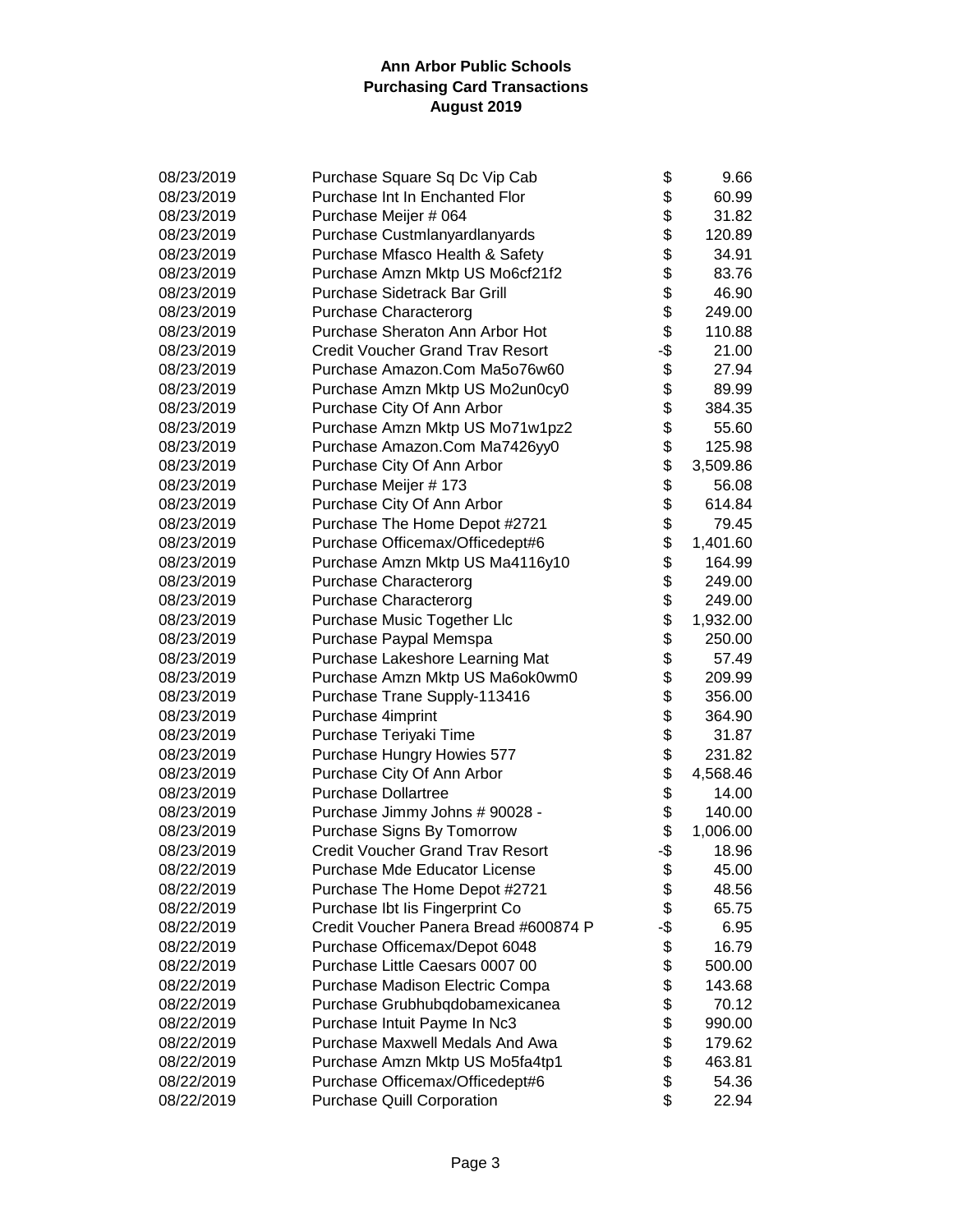**Ann Arbor Public Schools**
**Purchasing Card Transactions**
**August 2019**

| Date | Description | Amount |
|---|---|---|
| 08/23/2019 | Purchase Square Sq Dc Vip Cab | $ 9.66 |
| 08/23/2019 | Purchase Int In Enchanted Flor | $ 60.99 |
| 08/23/2019 | Purchase Meijer # 064 | $ 31.82 |
| 08/23/2019 | Purchase Custmlanyardlanyards | $ 120.89 |
| 08/23/2019 | Purchase Mfasco Health & Safety | $ 34.91 |
| 08/23/2019 | Purchase Amzn Mktp US Mo6cf21f2 | $ 83.76 |
| 08/23/2019 | Purchase Sidetrack Bar Grill | $ 46.90 |
| 08/23/2019 | Purchase Characterorg | $ 249.00 |
| 08/23/2019 | Purchase Sheraton Ann Arbor Hot | $ 110.88 |
| 08/23/2019 | Credit Voucher Grand Trav Resort | -$ 21.00 |
| 08/23/2019 | Purchase Amazon.Com Ma5o76w60 | $ 27.94 |
| 08/23/2019 | Purchase Amzn Mktp US Mo2un0cy0 | $ 89.99 |
| 08/23/2019 | Purchase City Of Ann Arbor | $ 384.35 |
| 08/23/2019 | Purchase Amzn Mktp US Mo71w1pz2 | $ 55.60 |
| 08/23/2019 | Purchase Amazon.Com Ma7426yy0 | $ 125.98 |
| 08/23/2019 | Purchase City Of Ann Arbor | $ 3,509.86 |
| 08/23/2019 | Purchase Meijer # 173 | $ 56.08 |
| 08/23/2019 | Purchase City Of Ann Arbor | $ 614.84 |
| 08/23/2019 | Purchase The Home Depot #2721 | $ 79.45 |
| 08/23/2019 | Purchase Officemax/Officedept#6 | $ 1,401.60 |
| 08/23/2019 | Purchase Amzn Mktp US Ma4116y10 | $ 164.99 |
| 08/23/2019 | Purchase Characterorg | $ 249.00 |
| 08/23/2019 | Purchase Characterorg | $ 249.00 |
| 08/23/2019 | Purchase Music Together Llc | $ 1,932.00 |
| 08/23/2019 | Purchase Paypal Memspa | $ 250.00 |
| 08/23/2019 | Purchase Lakeshore Learning Mat | $ 57.49 |
| 08/23/2019 | Purchase Amzn Mktp US Ma6ok0wm0 | $ 209.99 |
| 08/23/2019 | Purchase Trane Supply-113416 | $ 356.00 |
| 08/23/2019 | Purchase 4imprint | $ 364.90 |
| 08/23/2019 | Purchase Teriyaki Time | $ 31.87 |
| 08/23/2019 | Purchase Hungry Howies 577 | $ 231.82 |
| 08/23/2019 | Purchase City Of Ann Arbor | $ 4,568.46 |
| 08/23/2019 | Purchase Dollartree | $ 14.00 |
| 08/23/2019 | Purchase Jimmy Johns # 90028 - | $ 140.00 |
| 08/23/2019 | Purchase Signs By Tomorrow | $ 1,006.00 |
| 08/23/2019 | Credit Voucher Grand Trav Resort | -$ 18.96 |
| 08/22/2019 | Purchase Mde Educator License | $ 45.00 |
| 08/22/2019 | Purchase The Home Depot #2721 | $ 48.56 |
| 08/22/2019 | Purchase Ibt Iis Fingerprint Co | $ 65.75 |
| 08/22/2019 | Credit Voucher Panera Bread #600874 P | -$ 6.95 |
| 08/22/2019 | Purchase Officemax/Depot 6048 | $ 16.79 |
| 08/22/2019 | Purchase Little Caesars 0007 00 | $ 500.00 |
| 08/22/2019 | Purchase Madison Electric Compa | $ 143.68 |
| 08/22/2019 | Purchase Grubhubqdobamexicanea | $ 70.12 |
| 08/22/2019 | Purchase Intuit Payme In Nc3 | $ 990.00 |
| 08/22/2019 | Purchase Maxwell Medals And Awa | $ 179.62 |
| 08/22/2019 | Purchase Amzn Mktp US Mo5fa4tp1 | $ 463.81 |
| 08/22/2019 | Purchase Officemax/Officedept#6 | $ 54.36 |
| 08/22/2019 | Purchase Quill Corporation | $ 22.94 |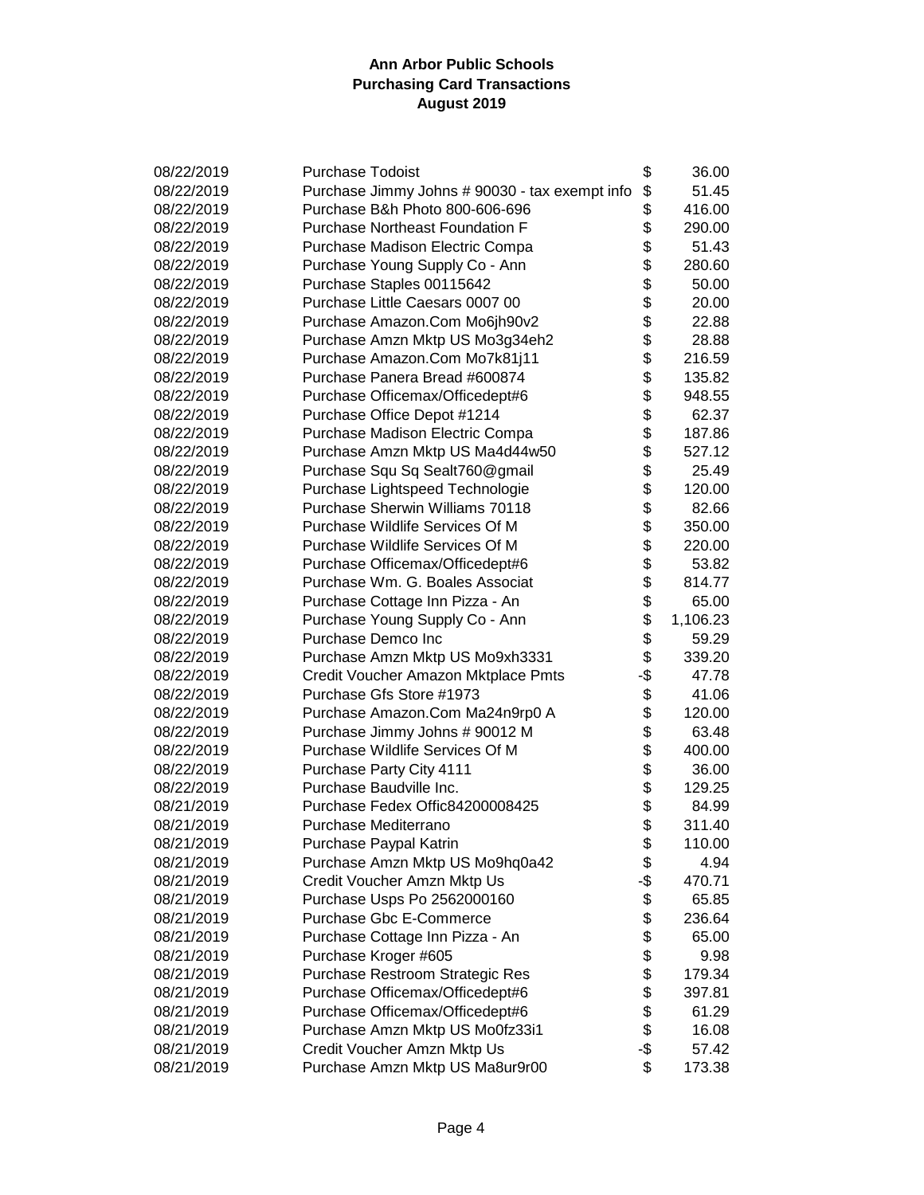**Ann Arbor Public Schools**
**Purchasing Card Transactions**
**August 2019**

| | | | |
|---|---|---|---|
| 08/22/2019 | Purchase Todoist | $ | 36.00 |
| 08/22/2019 | Purchase Jimmy Johns # 90030 - tax exempt info | $ | 51.45 |
| 08/22/2019 | Purchase B&h Photo 800-606-696 | $ | 416.00 |
| 08/22/2019 | Purchase Northeast Foundation F | $ | 290.00 |
| 08/22/2019 | Purchase Madison Electric Compa | $ | 51.43 |
| 08/22/2019 | Purchase Young Supply Co - Ann | $ | 280.60 |
| 08/22/2019 | Purchase Staples 00115642 | $ | 50.00 |
| 08/22/2019 | Purchase Little Caesars 0007 00 | $ | 20.00 |
| 08/22/2019 | Purchase Amazon.Com Mo6jh90v2 | $ | 22.88 |
| 08/22/2019 | Purchase Amzn Mktp US Mo3g34eh2 | $ | 28.88 |
| 08/22/2019 | Purchase Amazon.Com Mo7k81j11 | $ | 216.59 |
| 08/22/2019 | Purchase Panera Bread #600874 | $ | 135.82 |
| 08/22/2019 | Purchase Officemax/Officedept#6 | $ | 948.55 |
| 08/22/2019 | Purchase Office Depot #1214 | $ | 62.37 |
| 08/22/2019 | Purchase Madison Electric Compa | $ | 187.86 |
| 08/22/2019 | Purchase Amzn Mktp US Ma4d44w50 | $ | 527.12 |
| 08/22/2019 | Purchase Squ Sq Sealt760@gmail | $ | 25.49 |
| 08/22/2019 | Purchase Lightspeed Technologie | $ | 120.00 |
| 08/22/2019 | Purchase Sherwin Williams 70118 | $ | 82.66 |
| 08/22/2019 | Purchase Wildlife Services Of M | $ | 350.00 |
| 08/22/2019 | Purchase Wildlife Services Of M | $ | 220.00 |
| 08/22/2019 | Purchase Officemax/Officedept#6 | $ | 53.82 |
| 08/22/2019 | Purchase Wm. G. Boales Associat | $ | 814.77 |
| 08/22/2019 | Purchase Cottage Inn Pizza - An | $ | 65.00 |
| 08/22/2019 | Purchase Young Supply Co - Ann | $ | 1,106.23 |
| 08/22/2019 | Purchase Demco Inc | $ | 59.29 |
| 08/22/2019 | Purchase Amzn Mktp US Mo9xh3331 | $ | 339.20 |
| 08/22/2019 | Credit Voucher Amazon Mktplace Pmts | -$ | 47.78 |
| 08/22/2019 | Purchase Gfs Store #1973 | $ | 41.06 |
| 08/22/2019 | Purchase Amazon.Com Ma24n9rp0 A | $ | 120.00 |
| 08/22/2019 | Purchase Jimmy Johns # 90012 M | $ | 63.48 |
| 08/22/2019 | Purchase Wildlife Services Of M | $ | 400.00 |
| 08/22/2019 | Purchase Party City 4111 | $ | 36.00 |
| 08/22/2019 | Purchase Baudville Inc. | $ | 129.25 |
| 08/21/2019 | Purchase Fedex Offic84200008425 | $ | 84.99 |
| 08/21/2019 | Purchase Mediterrano | $ | 311.40 |
| 08/21/2019 | Purchase Paypal Katrin | $ | 110.00 |
| 08/21/2019 | Purchase Amzn Mktp US Mo9hq0a42 | $ | 4.94 |
| 08/21/2019 | Credit Voucher Amzn Mktp Us | -$ | 470.71 |
| 08/21/2019 | Purchase Usps Po 2562000160 | $ | 65.85 |
| 08/21/2019 | Purchase Gbc E-Commerce | $ | 236.64 |
| 08/21/2019 | Purchase Cottage Inn Pizza - An | $ | 65.00 |
| 08/21/2019 | Purchase Kroger #605 | $ | 9.98 |
| 08/21/2019 | Purchase Restroom Strategic Res | $ | 179.34 |
| 08/21/2019 | Purchase Officemax/Officedept#6 | $ | 397.81 |
| 08/21/2019 | Purchase Officemax/Officedept#6 | $ | 61.29 |
| 08/21/2019 | Purchase Amzn Mktp US Mo0fz33i1 | $ | 16.08 |
| 08/21/2019 | Credit Voucher Amzn Mktp Us | -$ | 57.42 |
| 08/21/2019 | Purchase Amzn Mktp US Ma8ur9r00 | $ | 173.38 |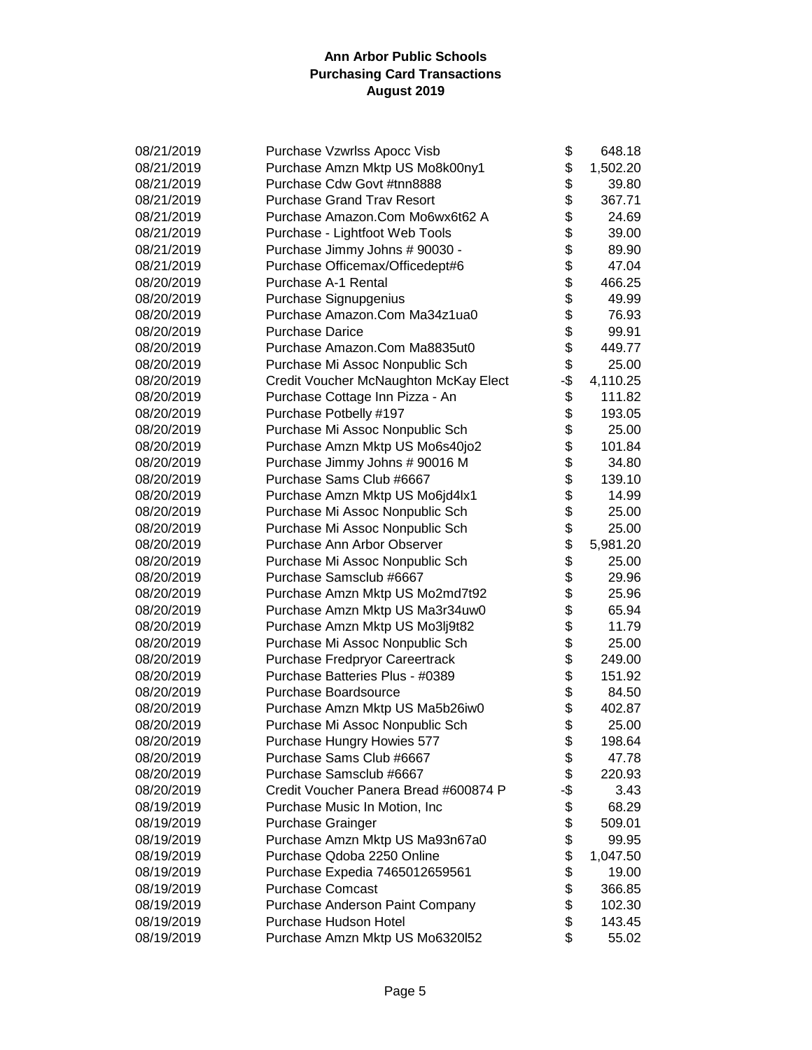**Ann Arbor Public Schools**
**Purchasing Card Transactions**
**August 2019**

| Date | Description | | Amount |
|---|---|---|---|
| 08/21/2019 | Purchase Vzwrlss Apocc Visb | $ | 648.18 |
| 08/21/2019 | Purchase Amzn Mktp US Mo8k00ny1 | $ | 1,502.20 |
| 08/21/2019 | Purchase Cdw Govt #tnn8888 | $ | 39.80 |
| 08/21/2019 | Purchase Grand Trav Resort | $ | 367.71 |
| 08/21/2019 | Purchase Amazon.Com Mo6wx6t62 A | $ | 24.69 |
| 08/21/2019 | Purchase - Lightfoot Web Tools | $ | 39.00 |
| 08/21/2019 | Purchase Jimmy Johns # 90030 - | $ | 89.90 |
| 08/21/2019 | Purchase Officemax/Officedept#6 | $ | 47.04 |
| 08/20/2019 | Purchase A-1 Rental | $ | 466.25 |
| 08/20/2019 | Purchase Signupgenius | $ | 49.99 |
| 08/20/2019 | Purchase Amazon.Com Ma34z1ua0 | $ | 76.93 |
| 08/20/2019 | Purchase Darice | $ | 99.91 |
| 08/20/2019 | Purchase Amazon.Com Ma8835ut0 | $ | 449.77 |
| 08/20/2019 | Purchase Mi Assoc Nonpublic Sch | $ | 25.00 |
| 08/20/2019 | Credit Voucher McNaughton McKay Elect | -$ | 4,110.25 |
| 08/20/2019 | Purchase Cottage Inn Pizza - An | $ | 111.82 |
| 08/20/2019 | Purchase Potbelly #197 | $ | 193.05 |
| 08/20/2019 | Purchase Mi Assoc Nonpublic Sch | $ | 25.00 |
| 08/20/2019 | Purchase Amzn Mktp US Mo6s40jo2 | $ | 101.84 |
| 08/20/2019 | Purchase Jimmy Johns # 90016 M | $ | 34.80 |
| 08/20/2019 | Purchase Sams Club #6667 | $ | 139.10 |
| 08/20/2019 | Purchase Amzn Mktp US Mo6jd4lx1 | $ | 14.99 |
| 08/20/2019 | Purchase Mi Assoc Nonpublic Sch | $ | 25.00 |
| 08/20/2019 | Purchase Mi Assoc Nonpublic Sch | $ | 25.00 |
| 08/20/2019 | Purchase Ann Arbor Observer | $ | 5,981.20 |
| 08/20/2019 | Purchase Mi Assoc Nonpublic Sch | $ | 25.00 |
| 08/20/2019 | Purchase Samsclub #6667 | $ | 29.96 |
| 08/20/2019 | Purchase Amzn Mktp US Mo2md7t92 | $ | 25.96 |
| 08/20/2019 | Purchase Amzn Mktp US Ma3r34uw0 | $ | 65.94 |
| 08/20/2019 | Purchase Amzn Mktp US Mo3lj9t82 | $ | 11.79 |
| 08/20/2019 | Purchase Mi Assoc Nonpublic Sch | $ | 25.00 |
| 08/20/2019 | Purchase Fredpryor Careertrack | $ | 249.00 |
| 08/20/2019 | Purchase Batteries Plus - #0389 | $ | 151.92 |
| 08/20/2019 | Purchase Boardsource | $ | 84.50 |
| 08/20/2019 | Purchase Amzn Mktp US Ma5b26iw0 | $ | 402.87 |
| 08/20/2019 | Purchase Mi Assoc Nonpublic Sch | $ | 25.00 |
| 08/20/2019 | Purchase Hungry Howies 577 | $ | 198.64 |
| 08/20/2019 | Purchase Sams Club #6667 | $ | 47.78 |
| 08/20/2019 | Purchase Samsclub #6667 | $ | 220.93 |
| 08/20/2019 | Credit Voucher Panera Bread #600874 P | -$ | 3.43 |
| 08/19/2019 | Purchase Music In Motion, Inc | $ | 68.29 |
| 08/19/2019 | Purchase Grainger | $ | 509.01 |
| 08/19/2019 | Purchase Amzn Mktp US Ma93n67a0 | $ | 99.95 |
| 08/19/2019 | Purchase Qdoba 2250 Online | $ | 1,047.50 |
| 08/19/2019 | Purchase Expedia 7465012659561 | $ | 19.00 |
| 08/19/2019 | Purchase Comcast | $ | 366.85 |
| 08/19/2019 | Purchase Anderson Paint Company | $ | 102.30 |
| 08/19/2019 | Purchase Hudson Hotel | $ | 143.45 |
| 08/19/2019 | Purchase Amzn Mktp US Mo6320l52 | $ | 55.02 |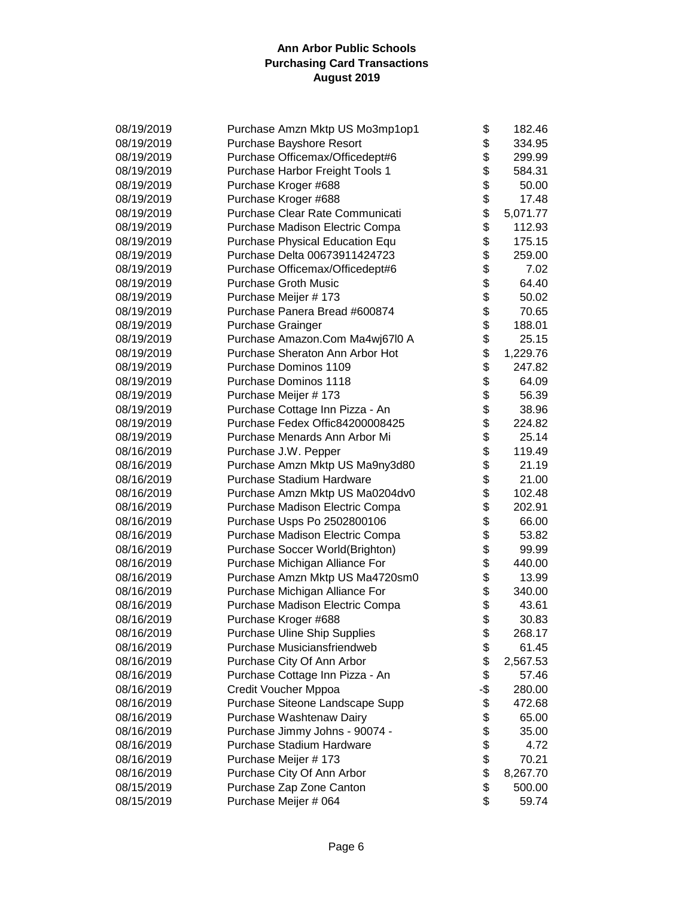**Ann Arbor Public Schools**
**Purchasing Card Transactions**
**August 2019**

| | | | |
|---|---|---|---|
| 08/19/2019 | Purchase Amzn Mktp US Mo3mp1op1 | $ | 182.46 |
| 08/19/2019 | Purchase Bayshore Resort | $ | 334.95 |
| 08/19/2019 | Purchase Officemax/Officedept#6 | $ | 299.99 |
| 08/19/2019 | Purchase Harbor Freight Tools 1 | $ | 584.31 |
| 08/19/2019 | Purchase Kroger #688 | $ | 50.00 |
| 08/19/2019 | Purchase Kroger #688 | $ | 17.48 |
| 08/19/2019 | Purchase Clear Rate Communicati | $ | 5,071.77 |
| 08/19/2019 | Purchase Madison Electric Compa | $ | 112.93 |
| 08/19/2019 | Purchase Physical Education Equ | $ | 175.15 |
| 08/19/2019 | Purchase Delta 00673911424723 | $ | 259.00 |
| 08/19/2019 | Purchase Officemax/Officedept#6 | $ | 7.02 |
| 08/19/2019 | Purchase Groth Music | $ | 64.40 |
| 08/19/2019 | Purchase Meijer # 173 | $ | 50.02 |
| 08/19/2019 | Purchase Panera Bread #600874 | $ | 70.65 |
| 08/19/2019 | Purchase Grainger | $ | 188.01 |
| 08/19/2019 | Purchase Amazon.Com Ma4wj67l0 A | $ | 25.15 |
| 08/19/2019 | Purchase Sheraton Ann Arbor Hot | $ | 1,229.76 |
| 08/19/2019 | Purchase Dominos 1109 | $ | 247.82 |
| 08/19/2019 | Purchase Dominos 1118 | $ | 64.09 |
| 08/19/2019 | Purchase Meijer # 173 | $ | 56.39 |
| 08/19/2019 | Purchase Cottage Inn Pizza - An | $ | 38.96 |
| 08/19/2019 | Purchase Fedex Offic84200008425 | $ | 224.82 |
| 08/19/2019 | Purchase Menards Ann Arbor Mi | $ | 25.14 |
| 08/16/2019 | Purchase J.W. Pepper | $ | 119.49 |
| 08/16/2019 | Purchase Amzn Mktp US Ma9ny3d80 | $ | 21.19 |
| 08/16/2019 | Purchase Stadium Hardware | $ | 21.00 |
| 08/16/2019 | Purchase Amzn Mktp US Ma0204dv0 | $ | 102.48 |
| 08/16/2019 | Purchase Madison Electric Compa | $ | 202.91 |
| 08/16/2019 | Purchase Usps Po 2502800106 | $ | 66.00 |
| 08/16/2019 | Purchase Madison Electric Compa | $ | 53.82 |
| 08/16/2019 | Purchase Soccer World(Brighton) | $ | 99.99 |
| 08/16/2019 | Purchase Michigan Alliance For | $ | 440.00 |
| 08/16/2019 | Purchase Amzn Mktp US Ma4720sm0 | $ | 13.99 |
| 08/16/2019 | Purchase Michigan Alliance For | $ | 340.00 |
| 08/16/2019 | Purchase Madison Electric Compa | $ | 43.61 |
| 08/16/2019 | Purchase Kroger #688 | $ | 30.83 |
| 08/16/2019 | Purchase Uline Ship Supplies | $ | 268.17 |
| 08/16/2019 | Purchase Musiciansfriendweb | $ | 61.45 |
| 08/16/2019 | Purchase City Of Ann Arbor | $ | 2,567.53 |
| 08/16/2019 | Purchase Cottage Inn Pizza - An | $ | 57.46 |
| 08/16/2019 | Credit Voucher Mppoa | -$ | 280.00 |
| 08/16/2019 | Purchase Siteone Landscape Supp | $ | 472.68 |
| 08/16/2019 | Purchase Washtenaw Dairy | $ | 65.00 |
| 08/16/2019 | Purchase Jimmy Johns - 90074 - | $ | 35.00 |
| 08/16/2019 | Purchase Stadium Hardware | $ | 4.72 |
| 08/16/2019 | Purchase Meijer # 173 | $ | 70.21 |
| 08/16/2019 | Purchase City Of Ann Arbor | $ | 8,267.70 |
| 08/15/2019 | Purchase Zap Zone Canton | $ | 500.00 |
| 08/15/2019 | Purchase Meijer # 064 | $ | 59.74 |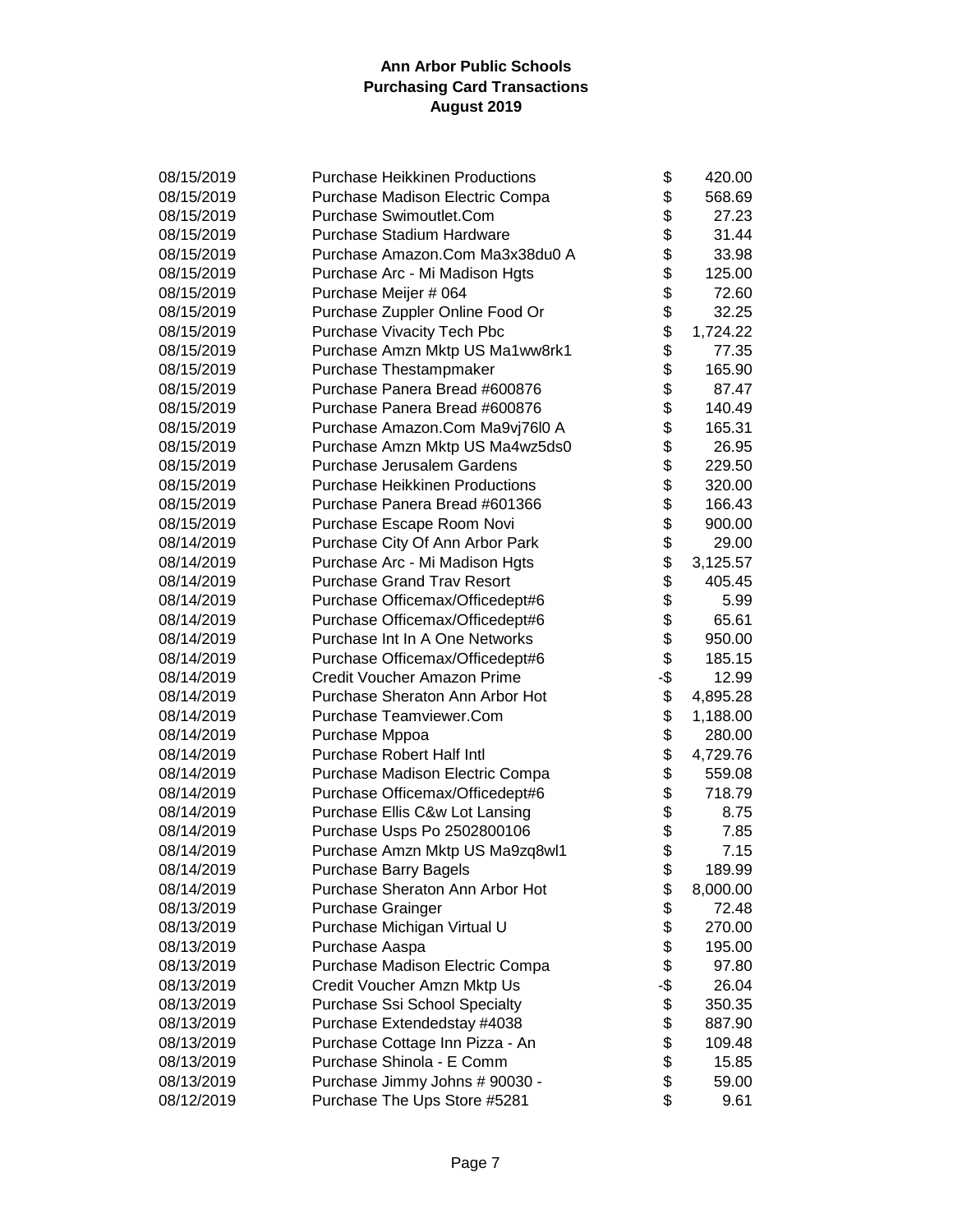**Ann Arbor Public Schools**
**Purchasing Card Transactions**
**August 2019**

| Date | Description | Amount |
|---|---|---|
| 08/15/2019 | Purchase Heikkinen Productions | $ 420.00 |
| 08/15/2019 | Purchase Madison Electric Compa | $ 568.69 |
| 08/15/2019 | Purchase Swimoutlet.Com | $ 27.23 |
| 08/15/2019 | Purchase Stadium Hardware | $ 31.44 |
| 08/15/2019 | Purchase Amazon.Com Ma3x38du0 A | $ 33.98 |
| 08/15/2019 | Purchase Arc - Mi Madison Hgts | $ 125.00 |
| 08/15/2019 | Purchase Meijer # 064 | $ 72.60 |
| 08/15/2019 | Purchase Zuppler Online Food Or | $ 32.25 |
| 08/15/2019 | Purchase Vivacity Tech Pbc | $ 1,724.22 |
| 08/15/2019 | Purchase Amzn Mktp US Ma1ww8rk1 | $ 77.35 |
| 08/15/2019 | Purchase Thestampmaker | $ 165.90 |
| 08/15/2019 | Purchase Panera Bread #600876 | $ 87.47 |
| 08/15/2019 | Purchase Panera Bread #600876 | $ 140.49 |
| 08/15/2019 | Purchase Amazon.Com Ma9vj76l0 A | $ 165.31 |
| 08/15/2019 | Purchase Amzn Mktp US Ma4wz5ds0 | $ 26.95 |
| 08/15/2019 | Purchase Jerusalem Gardens | $ 229.50 |
| 08/15/2019 | Purchase Heikkinen Productions | $ 320.00 |
| 08/15/2019 | Purchase Panera Bread #601366 | $ 166.43 |
| 08/15/2019 | Purchase Escape Room Novi | $ 900.00 |
| 08/14/2019 | Purchase City Of Ann Arbor Park | $ 29.00 |
| 08/14/2019 | Purchase Arc - Mi Madison Hgts | $ 3,125.57 |
| 08/14/2019 | Purchase Grand Trav Resort | $ 405.45 |
| 08/14/2019 | Purchase Officemax/Officedept#6 | $ 5.99 |
| 08/14/2019 | Purchase Officemax/Officedept#6 | $ 65.61 |
| 08/14/2019 | Purchase Int In A One Networks | $ 950.00 |
| 08/14/2019 | Purchase Officemax/Officedept#6 | $ 185.15 |
| 08/14/2019 | Credit Voucher Amazon Prime | -$ 12.99 |
| 08/14/2019 | Purchase Sheraton Ann Arbor Hot | $ 4,895.28 |
| 08/14/2019 | Purchase Teamviewer.Com | $ 1,188.00 |
| 08/14/2019 | Purchase Mppoa | $ 280.00 |
| 08/14/2019 | Purchase Robert Half Intl | $ 4,729.76 |
| 08/14/2019 | Purchase Madison Electric Compa | $ 559.08 |
| 08/14/2019 | Purchase Officemax/Officedept#6 | $ 718.79 |
| 08/14/2019 | Purchase Ellis C&w Lot Lansing | $ 8.75 |
| 08/14/2019 | Purchase Usps Po 2502800106 | $ 7.85 |
| 08/14/2019 | Purchase Amzn Mktp US Ma9zq8wl1 | $ 7.15 |
| 08/14/2019 | Purchase Barry Bagels | $ 189.99 |
| 08/14/2019 | Purchase Sheraton Ann Arbor Hot | $ 8,000.00 |
| 08/13/2019 | Purchase Grainger | $ 72.48 |
| 08/13/2019 | Purchase Michigan Virtual U | $ 270.00 |
| 08/13/2019 | Purchase Aaspa | $ 195.00 |
| 08/13/2019 | Purchase Madison Electric Compa | $ 97.80 |
| 08/13/2019 | Credit Voucher Amzn Mktp Us | -$ 26.04 |
| 08/13/2019 | Purchase Ssi School Specialty | $ 350.35 |
| 08/13/2019 | Purchase Extendedstay #4038 | $ 887.90 |
| 08/13/2019 | Purchase Cottage Inn Pizza - An | $ 109.48 |
| 08/13/2019 | Purchase Shinola - E Comm | $ 15.85 |
| 08/13/2019 | Purchase Jimmy Johns # 90030 - | $ 59.00 |
| 08/12/2019 | Purchase The Ups Store #5281 | $ 9.61 |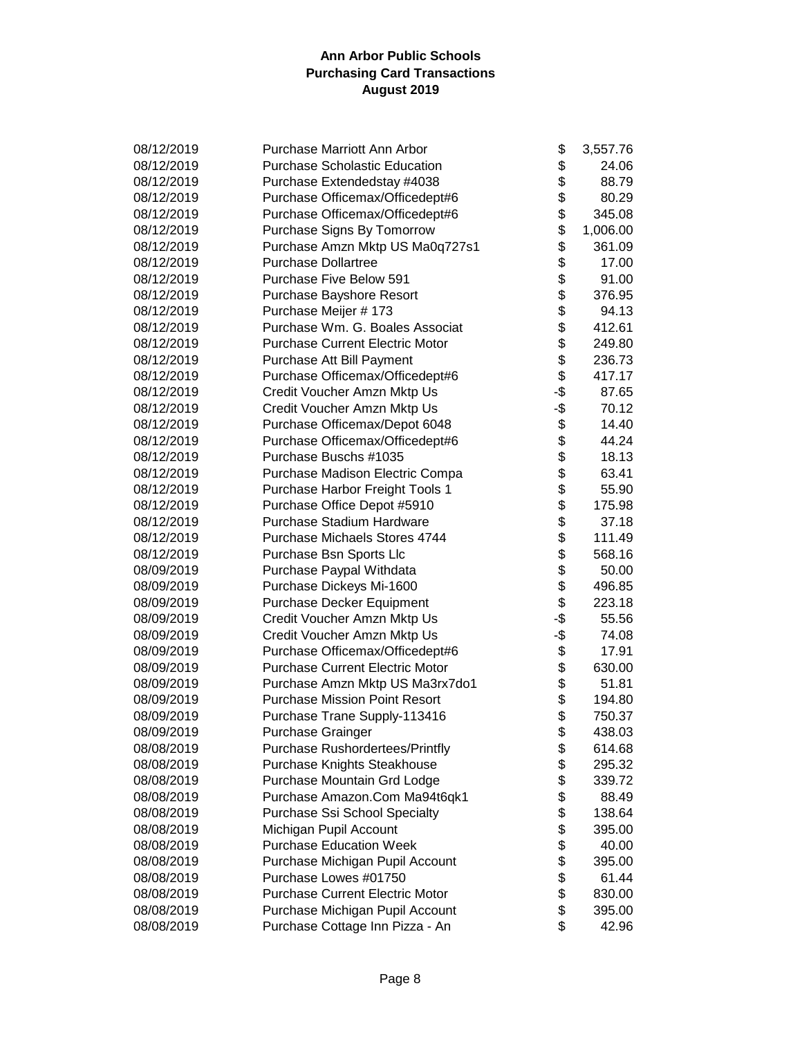**Ann Arbor Public Schools**
**Purchasing Card Transactions**
**August 2019**

| Date | Description | | Amount |
|---|---|---|---|
| 08/12/2019 | Purchase Marriott Ann Arbor | $ | 3,557.76 |
| 08/12/2019 | Purchase Scholastic Education | $ | 24.06 |
| 08/12/2019 | Purchase Extendedstay #4038 | $ | 88.79 |
| 08/12/2019 | Purchase Officemax/Officedept#6 | $ | 80.29 |
| 08/12/2019 | Purchase Officemax/Officedept#6 | $ | 345.08 |
| 08/12/2019 | Purchase Signs By Tomorrow | $ | 1,006.00 |
| 08/12/2019 | Purchase Amzn Mktp US Ma0q727s1 | $ | 361.09 |
| 08/12/2019 | Purchase Dollartree | $ | 17.00 |
| 08/12/2019 | Purchase Five Below 591 | $ | 91.00 |
| 08/12/2019 | Purchase Bayshore Resort | $ | 376.95 |
| 08/12/2019 | Purchase Meijer # 173 | $ | 94.13 |
| 08/12/2019 | Purchase Wm. G. Boales Associat | $ | 412.61 |
| 08/12/2019 | Purchase Current Electric Motor | $ | 249.80 |
| 08/12/2019 | Purchase Att Bill Payment | $ | 236.73 |
| 08/12/2019 | Purchase Officemax/Officedept#6 | $ | 417.17 |
| 08/12/2019 | Credit Voucher Amzn Mktp Us | -$ | 87.65 |
| 08/12/2019 | Credit Voucher Amzn Mktp Us | -$ | 70.12 |
| 08/12/2019 | Purchase Officemax/Depot 6048 | $ | 14.40 |
| 08/12/2019 | Purchase Officemax/Officedept#6 | $ | 44.24 |
| 08/12/2019 | Purchase Buschs #1035 | $ | 18.13 |
| 08/12/2019 | Purchase Madison Electric Compa | $ | 63.41 |
| 08/12/2019 | Purchase Harbor Freight Tools 1 | $ | 55.90 |
| 08/12/2019 | Purchase Office Depot #5910 | $ | 175.98 |
| 08/12/2019 | Purchase Stadium Hardware | $ | 37.18 |
| 08/12/2019 | Purchase Michaels Stores 4744 | $ | 111.49 |
| 08/12/2019 | Purchase Bsn Sports Llc | $ | 568.16 |
| 08/09/2019 | Purchase Paypal Withdata | $ | 50.00 |
| 08/09/2019 | Purchase Dickeys Mi-1600 | $ | 496.85 |
| 08/09/2019 | Purchase Decker Equipment | $ | 223.18 |
| 08/09/2019 | Credit Voucher Amzn Mktp Us | -$ | 55.56 |
| 08/09/2019 | Credit Voucher Amzn Mktp Us | -$ | 74.08 |
| 08/09/2019 | Purchase Officemax/Officedept#6 | $ | 17.91 |
| 08/09/2019 | Purchase Current Electric Motor | $ | 630.00 |
| 08/09/2019 | Purchase Amzn Mktp US Ma3rx7do1 | $ | 51.81 |
| 08/09/2019 | Purchase Mission Point Resort | $ | 194.80 |
| 08/09/2019 | Purchase Trane Supply-113416 | $ | 750.37 |
| 08/09/2019 | Purchase Grainger | $ | 438.03 |
| 08/08/2019 | Purchase Rushordertees/Printfly | $ | 614.68 |
| 08/08/2019 | Purchase Knights Steakhouse | $ | 295.32 |
| 08/08/2019 | Purchase Mountain Grd Lodge | $ | 339.72 |
| 08/08/2019 | Purchase Amazon.Com Ma94t6qk1 | $ | 88.49 |
| 08/08/2019 | Purchase Ssi School Specialty | $ | 138.64 |
| 08/08/2019 | Michigan Pupil Account | $ | 395.00 |
| 08/08/2019 | Purchase Education Week | $ | 40.00 |
| 08/08/2019 | Purchase Michigan Pupil Account | $ | 395.00 |
| 08/08/2019 | Purchase Lowes #01750 | $ | 61.44 |
| 08/08/2019 | Purchase Current Electric Motor | $ | 830.00 |
| 08/08/2019 | Purchase Michigan Pupil Account | $ | 395.00 |
| 08/08/2019 | Purchase Cottage Inn Pizza - An | $ | 42.96 |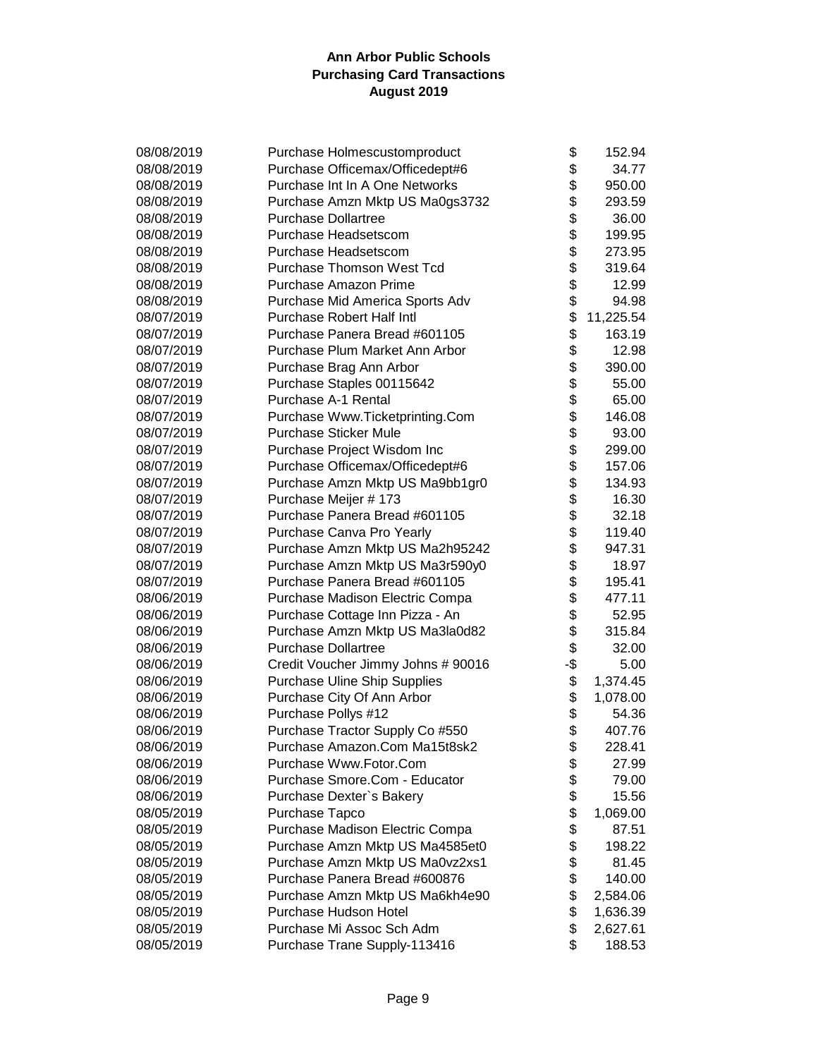**Ann Arbor Public Schools**
**Purchasing Card Transactions**
**August 2019**

| Date | Description | | Amount |
|---|---|---|---|
| 08/08/2019 | Purchase Holmescustomproduct | $ | 152.94 |
| 08/08/2019 | Purchase Officemax/Officedept#6 | $ | 34.77 |
| 08/08/2019 | Purchase Int In A One Networks | $ | 950.00 |
| 08/08/2019 | Purchase Amzn Mktp US Ma0gs3732 | $ | 293.59 |
| 08/08/2019 | Purchase Dollartree | $ | 36.00 |
| 08/08/2019 | Purchase Headsetscom | $ | 199.95 |
| 08/08/2019 | Purchase Headsetscom | $ | 273.95 |
| 08/08/2019 | Purchase Thomson West Tcd | $ | 319.64 |
| 08/08/2019 | Purchase Amazon Prime | $ | 12.99 |
| 08/08/2019 | Purchase Mid America Sports Adv | $ | 94.98 |
| 08/07/2019 | Purchase Robert Half Intl | $ | 11,225.54 |
| 08/07/2019 | Purchase Panera Bread #601105 | $ | 163.19 |
| 08/07/2019 | Purchase Plum Market Ann Arbor | $ | 12.98 |
| 08/07/2019 | Purchase Brag Ann Arbor | $ | 390.00 |
| 08/07/2019 | Purchase Staples 00115642 | $ | 55.00 |
| 08/07/2019 | Purchase A-1 Rental | $ | 65.00 |
| 08/07/2019 | Purchase Www.Ticketprinting.Com | $ | 146.08 |
| 08/07/2019 | Purchase Sticker Mule | $ | 93.00 |
| 08/07/2019 | Purchase Project Wisdom Inc | $ | 299.00 |
| 08/07/2019 | Purchase Officemax/Officedept#6 | $ | 157.06 |
| 08/07/2019 | Purchase Amzn Mktp US Ma9bb1gr0 | $ | 134.93 |
| 08/07/2019 | Purchase Meijer # 173 | $ | 16.30 |
| 08/07/2019 | Purchase Panera Bread #601105 | $ | 32.18 |
| 08/07/2019 | Purchase Canva Pro Yearly | $ | 119.40 |
| 08/07/2019 | Purchase Amzn Mktp US Ma2h95242 | $ | 947.31 |
| 08/07/2019 | Purchase Amzn Mktp US Ma3r590y0 | $ | 18.97 |
| 08/07/2019 | Purchase Panera Bread #601105 | $ | 195.41 |
| 08/06/2019 | Purchase Madison Electric Compa | $ | 477.11 |
| 08/06/2019 | Purchase Cottage Inn Pizza - An | $ | 52.95 |
| 08/06/2019 | Purchase Amzn Mktp US Ma3la0d82 | $ | 315.84 |
| 08/06/2019 | Purchase Dollartree | $ | 32.00 |
| 08/06/2019 | Credit Voucher Jimmy Johns # 90016 | -$ | 5.00 |
| 08/06/2019 | Purchase Uline Ship Supplies | $ | 1,374.45 |
| 08/06/2019 | Purchase City Of Ann Arbor | $ | 1,078.00 |
| 08/06/2019 | Purchase Pollys #12 | $ | 54.36 |
| 08/06/2019 | Purchase Tractor Supply Co #550 | $ | 407.76 |
| 08/06/2019 | Purchase Amazon.Com Ma15t8sk2 | $ | 228.41 |
| 08/06/2019 | Purchase Www.Fotor.Com | $ | 27.99 |
| 08/06/2019 | Purchase Smore.Com - Educator | $ | 79.00 |
| 08/06/2019 | Purchase Dexter`s Bakery | $ | 15.56 |
| 08/05/2019 | Purchase Tapco | $ | 1,069.00 |
| 08/05/2019 | Purchase Madison Electric Compa | $ | 87.51 |
| 08/05/2019 | Purchase Amzn Mktp US Ma4585et0 | $ | 198.22 |
| 08/05/2019 | Purchase Amzn Mktp US Ma0vz2xs1 | $ | 81.45 |
| 08/05/2019 | Purchase Panera Bread #600876 | $ | 140.00 |
| 08/05/2019 | Purchase Amzn Mktp US Ma6kh4e90 | $ | 2,584.06 |
| 08/05/2019 | Purchase Hudson Hotel | $ | 1,636.39 |
| 08/05/2019 | Purchase Mi Assoc Sch Adm | $ | 2,627.61 |
| 08/05/2019 | Purchase Trane Supply-113416 | $ | 188.53 |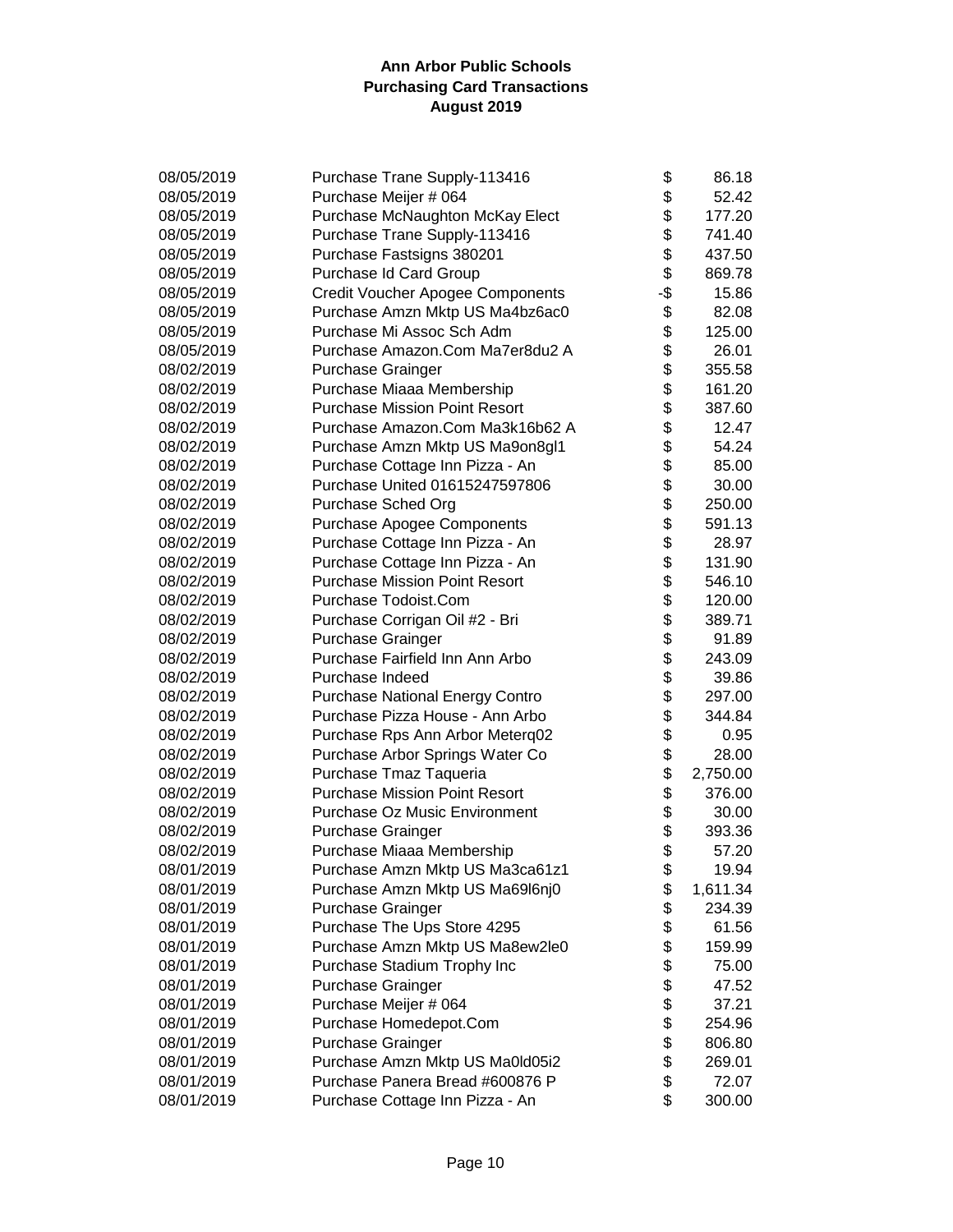**Ann Arbor Public Schools**
**Purchasing Card Transactions**
**August 2019**

| | | | |
|---|---|---|---|
| 08/05/2019 | Purchase Trane Supply-113416 | $ | 86.18 |
| 08/05/2019 | Purchase Meijer # 064 | $ | 52.42 |
| 08/05/2019 | Purchase McNaughton McKay Elect | $ | 177.20 |
| 08/05/2019 | Purchase Trane Supply-113416 | $ | 741.40 |
| 08/05/2019 | Purchase Fastsigns 380201 | $ | 437.50 |
| 08/05/2019 | Purchase Id Card Group | $ | 869.78 |
| 08/05/2019 | Credit Voucher Apogee Components | -$ | 15.86 |
| 08/05/2019 | Purchase Amzn Mktp US Ma4bz6ac0 | $ | 82.08 |
| 08/05/2019 | Purchase Mi Assoc Sch Adm | $ | 125.00 |
| 08/05/2019 | Purchase Amazon.Com Ma7er8du2 A | $ | 26.01 |
| 08/02/2019 | Purchase Grainger | $ | 355.58 |
| 08/02/2019 | Purchase Miaaa Membership | $ | 161.20 |
| 08/02/2019 | Purchase Mission Point Resort | $ | 387.60 |
| 08/02/2019 | Purchase Amazon.Com Ma3k16b62 A | $ | 12.47 |
| 08/02/2019 | Purchase Amzn Mktp US Ma9on8gl1 | $ | 54.24 |
| 08/02/2019 | Purchase Cottage Inn Pizza - An | $ | 85.00 |
| 08/02/2019 | Purchase United 01615247597806 | $ | 30.00 |
| 08/02/2019 | Purchase Sched Org | $ | 250.00 |
| 08/02/2019 | Purchase Apogee Components | $ | 591.13 |
| 08/02/2019 | Purchase Cottage Inn Pizza - An | $ | 28.97 |
| 08/02/2019 | Purchase Cottage Inn Pizza - An | $ | 131.90 |
| 08/02/2019 | Purchase Mission Point Resort | $ | 546.10 |
| 08/02/2019 | Purchase Todoist.Com | $ | 120.00 |
| 08/02/2019 | Purchase Corrigan Oil #2 - Bri | $ | 389.71 |
| 08/02/2019 | Purchase Grainger | $ | 91.89 |
| 08/02/2019 | Purchase Fairfield Inn Ann Arbo | $ | 243.09 |
| 08/02/2019 | Purchase Indeed | $ | 39.86 |
| 08/02/2019 | Purchase National Energy Contro | $ | 297.00 |
| 08/02/2019 | Purchase Pizza House - Ann Arbo | $ | 344.84 |
| 08/02/2019 | Purchase Rps Ann Arbor Meterq02 | $ | 0.95 |
| 08/02/2019 | Purchase Arbor Springs Water Co | $ | 28.00 |
| 08/02/2019 | Purchase Tmaz Taqueria | $ | 2,750.00 |
| 08/02/2019 | Purchase Mission Point Resort | $ | 376.00 |
| 08/02/2019 | Purchase Oz Music Environment | $ | 30.00 |
| 08/02/2019 | Purchase Grainger | $ | 393.36 |
| 08/02/2019 | Purchase Miaaa Membership | $ | 57.20 |
| 08/01/2019 | Purchase Amzn Mktp US Ma3ca61z1 | $ | 19.94 |
| 08/01/2019 | Purchase Amzn Mktp US Ma69l6nj0 | $ | 1,611.34 |
| 08/01/2019 | Purchase Grainger | $ | 234.39 |
| 08/01/2019 | Purchase The Ups Store 4295 | $ | 61.56 |
| 08/01/2019 | Purchase Amzn Mktp US Ma8ew2le0 | $ | 159.99 |
| 08/01/2019 | Purchase Stadium Trophy Inc | $ | 75.00 |
| 08/01/2019 | Purchase Grainger | $ | 47.52 |
| 08/01/2019 | Purchase Meijer # 064 | $ | 37.21 |
| 08/01/2019 | Purchase Homedepot.Com | $ | 254.96 |
| 08/01/2019 | Purchase Grainger | $ | 806.80 |
| 08/01/2019 | Purchase Amzn Mktp US Ma0ld05i2 | $ | 269.01 |
| 08/01/2019 | Purchase Panera Bread #600876 P | $ | 72.07 |
| 08/01/2019 | Purchase Cottage Inn Pizza - An | $ | 300.00 |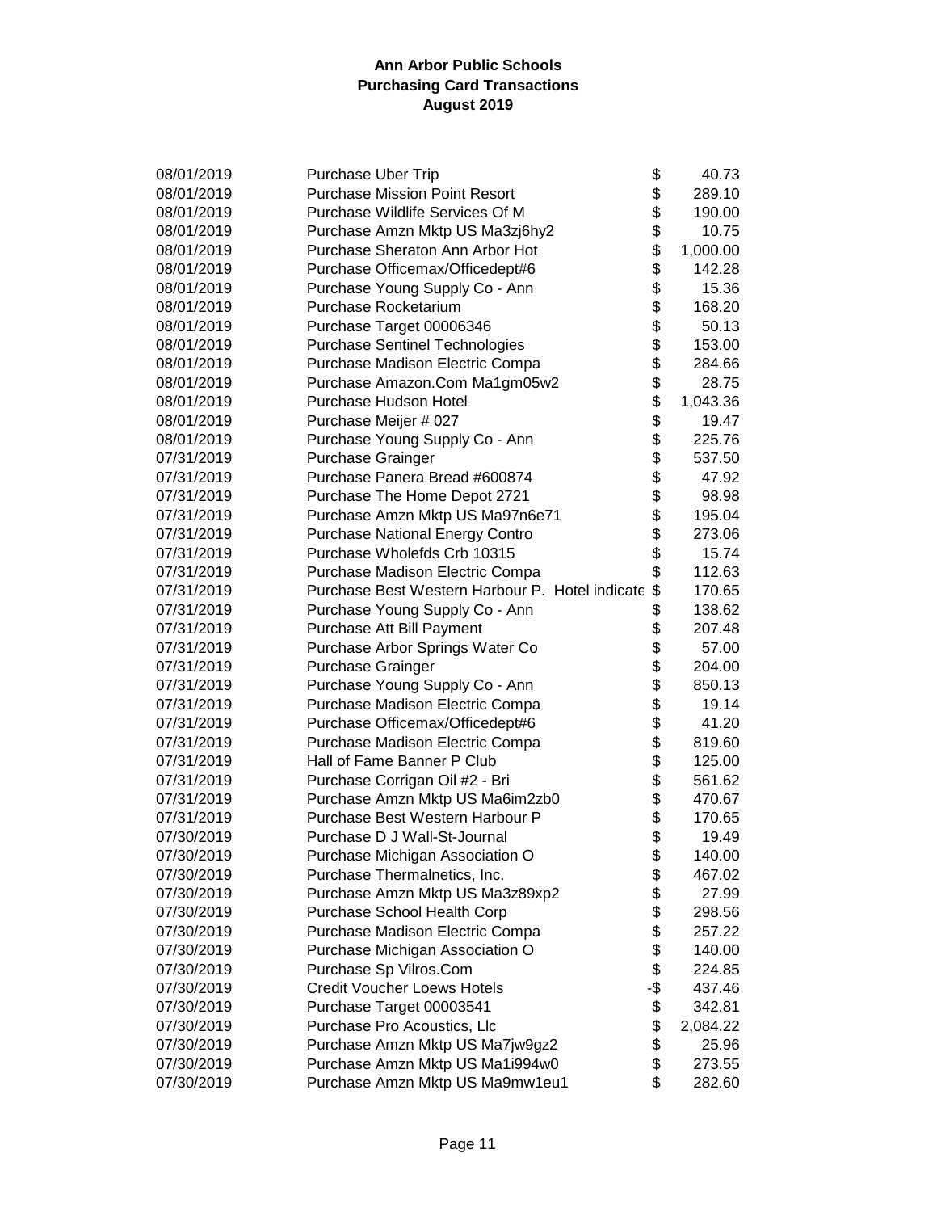**Ann Arbor Public Schools**
**Purchasing Card Transactions**
**August 2019**

| | | | |
|---|---|---|---|
| 08/01/2019 | Purchase Uber Trip | $ | 40.73 |
| 08/01/2019 | Purchase Mission Point Resort | $ | 289.10 |
| 08/01/2019 | Purchase Wildlife Services Of M | $ | 190.00 |
| 08/01/2019 | Purchase Amzn Mktp US Ma3zj6hy2 | $ | 10.75 |
| 08/01/2019 | Purchase Sheraton Ann Arbor Hot | $ | 1,000.00 |
| 08/01/2019 | Purchase Officemax/Officedept#6 | $ | 142.28 |
| 08/01/2019 | Purchase Young Supply Co - Ann | $ | 15.36 |
| 08/01/2019 | Purchase Rocketarium | $ | 168.20 |
| 08/01/2019 | Purchase Target 00006346 | $ | 50.13 |
| 08/01/2019 | Purchase Sentinel Technologies | $ | 153.00 |
| 08/01/2019 | Purchase Madison Electric Compa | $ | 284.66 |
| 08/01/2019 | Purchase Amazon.Com Ma1gm05w2 | $ | 28.75 |
| 08/01/2019 | Purchase Hudson Hotel | $ | 1,043.36 |
| 08/01/2019 | Purchase Meijer # 027 | $ | 19.47 |
| 08/01/2019 | Purchase Young Supply Co - Ann | $ | 225.76 |
| 07/31/2019 | Purchase Grainger | $ | 537.50 |
| 07/31/2019 | Purchase Panera Bread #600874 | $ | 47.92 |
| 07/31/2019 | Purchase The Home Depot 2721 | $ | 98.98 |
| 07/31/2019 | Purchase Amzn Mktp US Ma97n6e71 | $ | 195.04 |
| 07/31/2019 | Purchase National Energy Contro | $ | 273.06 |
| 07/31/2019 | Purchase Wholefds Crb 10315 | $ | 15.74 |
| 07/31/2019 | Purchase Madison Electric Compa | $ | 112.63 |
| 07/31/2019 | Purchase Best Western Harbour P. Hotel indicate | $ | 170.65 |
| 07/31/2019 | Purchase Young Supply Co - Ann | $ | 138.62 |
| 07/31/2019 | Purchase Att Bill Payment | $ | 207.48 |
| 07/31/2019 | Purchase Arbor Springs Water Co | $ | 57.00 |
| 07/31/2019 | Purchase Grainger | $ | 204.00 |
| 07/31/2019 | Purchase Young Supply Co - Ann | $ | 850.13 |
| 07/31/2019 | Purchase Madison Electric Compa | $ | 19.14 |
| 07/31/2019 | Purchase Officemax/Officedept#6 | $ | 41.20 |
| 07/31/2019 | Purchase Madison Electric Compa | $ | 819.60 |
| 07/31/2019 | Hall of Fame Banner P Club | $ | 125.00 |
| 07/31/2019 | Purchase Corrigan Oil #2 - Bri | $ | 561.62 |
| 07/31/2019 | Purchase Amzn Mktp US Ma6im2zb0 | $ | 470.67 |
| 07/31/2019 | Purchase Best Western Harbour P | $ | 170.65 |
| 07/30/2019 | Purchase D J Wall-St-Journal | $ | 19.49 |
| 07/30/2019 | Purchase Michigan Association O | $ | 140.00 |
| 07/30/2019 | Purchase Thermalnetics, Inc. | $ | 467.02 |
| 07/30/2019 | Purchase Amzn Mktp US Ma3z89xp2 | $ | 27.99 |
| 07/30/2019 | Purchase School Health Corp | $ | 298.56 |
| 07/30/2019 | Purchase Madison Electric Compa | $ | 257.22 |
| 07/30/2019 | Purchase Michigan Association O | $ | 140.00 |
| 07/30/2019 | Purchase Sp Vilros.Com | $ | 224.85 |
| 07/30/2019 | Credit Voucher Loews Hotels | -$ | 437.46 |
| 07/30/2019 | Purchase Target 00003541 | $ | 342.81 |
| 07/30/2019 | Purchase Pro Acoustics, Llc | $ | 2,084.22 |
| 07/30/2019 | Purchase Amzn Mktp US Ma7jw9gz2 | $ | 25.96 |
| 07/30/2019 | Purchase Amzn Mktp US Ma1i994w0 | $ | 273.55 |
| 07/30/2019 | Purchase Amzn Mktp US Ma9mw1eu1 | $ | 282.60 |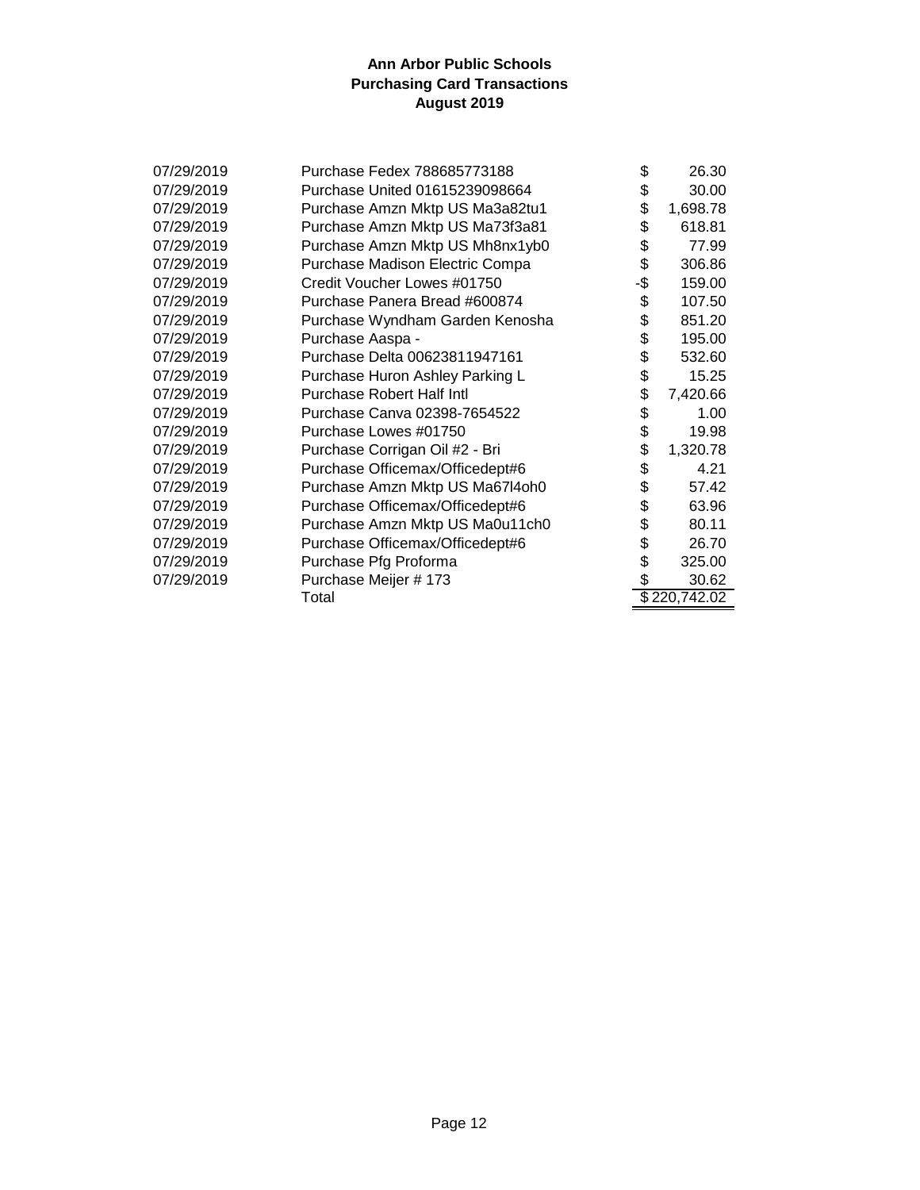**Ann Arbor Public Schools**
**Purchasing Card Transactions**
**August 2019**

| | | |
|---|---|---|
| 07/29/2019 | Purchase Fedex 788685773188 | $ 26.30 |
| 07/29/2019 | Purchase United 01615239098664 | $ 30.00 |
| 07/29/2019 | Purchase Amzn Mktp US Ma3a82tu1 | $ 1,698.78 |
| 07/29/2019 | Purchase Amzn Mktp US Ma73f3a81 | $ 618.81 |
| 07/29/2019 | Purchase Amzn Mktp US Mh8nx1yb0 | $ 77.99 |
| 07/29/2019 | Purchase Madison Electric Compa | $ 306.86 |
| 07/29/2019 | Credit Voucher Lowes #01750 | -$ 159.00 |
| 07/29/2019 | Purchase Panera Bread #600874 | $ 107.50 |
| 07/29/2019 | Purchase Wyndham Garden Kenosha | $ 851.20 |
| 07/29/2019 | Purchase Aaspa - | $ 195.00 |
| 07/29/2019 | Purchase Delta 00623811947161 | $ 532.60 |
| 07/29/2019 | Purchase Huron Ashley Parking L | $ 15.25 |
| 07/29/2019 | Purchase Robert Half Intl | $ 7,420.66 |
| 07/29/2019 | Purchase Canva 02398-7654522 | $ 1.00 |
| 07/29/2019 | Purchase Lowes #01750 | $ 19.98 |
| 07/29/2019 | Purchase Corrigan Oil #2 - Bri | $ 1,320.78 |
| 07/29/2019 | Purchase Officemax/Officedept#6 | $ 4.21 |
| 07/29/2019 | Purchase Amzn Mktp US Ma67l4oh0 | $ 57.42 |
| 07/29/2019 | Purchase Officemax/Officedept#6 | $ 63.96 |
| 07/29/2019 | Purchase Amzn Mktp US Ma0u11ch0 | $ 80.11 |
| 07/29/2019 | Purchase Officemax/Officedept#6 | $ 26.70 |
| 07/29/2019 | Purchase Pfg Proforma | $ 325.00 |
| 07/29/2019 | Purchase Meijer # 173 | $ 30.62 |
| | Total | $ 220,742.02 |